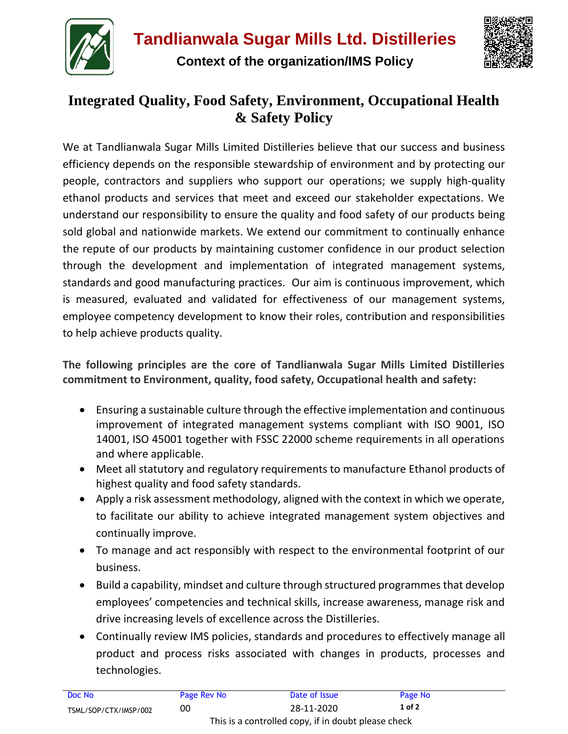# Tandlianwala Sugar Mills Ltd. Distilleries

## Context of the organization/IMS Policy

## Integrated Quality, Food Safety, Environment, Occupational Health & Safety Policy

We at Tandlianwala Sugar Mills Limited Distilleries believe that our success and business efficiency depends on the responsible stewardship of environment and by protecting our people, contractors and suppliers who support our operations; we supply high-quality ethanol products and services that meet and exceed our stakeholder expectations. We understand our responsibility to ensure the quality and food safety of our products being sold global and nationwide markets. We extend our commitment to continually enhance the repute of our products by maintaining customer confidence in our product selection through the development and implementation of integrated management systems, standards and good manufacturing practices. Our aim is continuous improvement, which is measured, evaluated and validated for effectiveness of our management systems, employee competency development to know their roles, contribution and responsibilities to help achieve products quality.

**The following principles are the core of Tandlianwala Sugar Mills Limited Distilleries commitment to Environment, quality, food safety, Occupational health and safety:**

- Ensuring a sustainable culture through the effective implementation and continuous improvement of integrated management systems compliant with ISO 9001, ISO 14001, ISO 45001 together with FSSC 22000 scheme requirements in all operations and where applicable.
- Meet all statutory and regulatory requirements to manufacture Ethanol products of highest quality and food safety standards.
- Apply a risk assessment methodology, aligned with the context in which we operate, to facilitate our ability to achieve integrated management system objectives and continually improve.
- To manage and act responsibly with respect to the environmental footprint of our business.
- Build a capability, mindset and culture through structured programmes that develop employees' competencies and technical skills, increase awareness, manage risk and drive increasing levels of excellence across the Distilleries.
- Continually review IMS policies, standards and procedures to effectively manage all product and process risks associated with changes in products, processes and technologies.

| Doc No | Page Rev No | Date of Issue | Page No |
|---|---|---|---|
| TSML/SOP/CTX/IMSP/002 | 00 | 28-11-2020 | **1 of 2** |

This is a controlled copy, if in doubt please check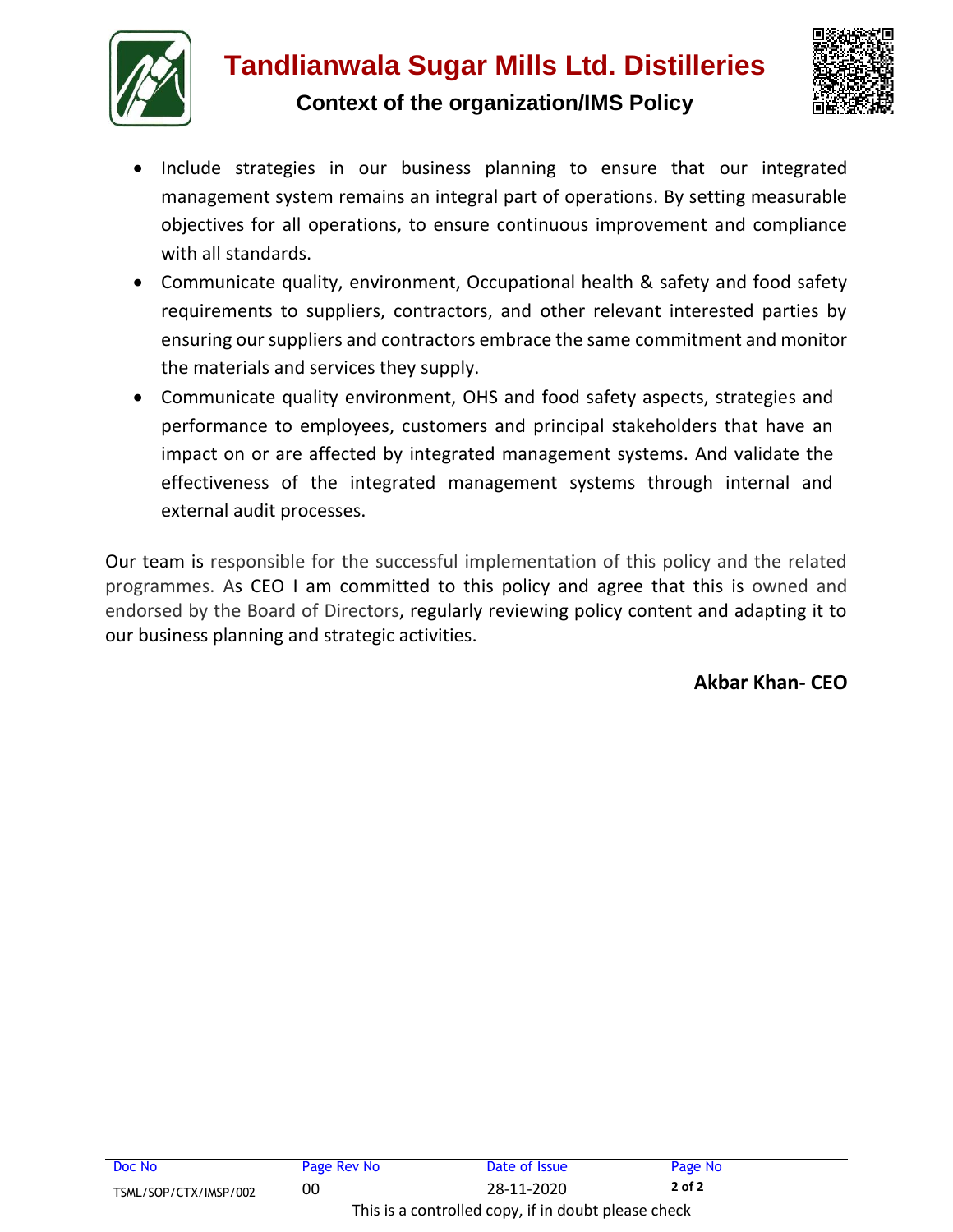- Include strategies in our business planning to ensure that our integrated management system remains an integral part of operations. By setting measurable objectives for all operations, to ensure continuous improvement and compliance with all standards.
- Communicate quality, environment, Occupational health & safety and food safety requirements to suppliers, contractors, and other relevant interested parties by ensuring our suppliers and contractors embrace the same commitment and monitor the materials and services they supply.
- Communicate quality environment, OHS and food safety aspects, strategies and performance to employees, customers and principal stakeholders that have an impact on or are affected by integrated management systems. And validate the effectiveness of the integrated management systems through internal and external audit processes.

Our team is responsible for the successful implementation of this policy and the related programmes. As CEO I am committed to this policy and agree that this is owned and endorsed by the Board of Directors, regularly reviewing policy content and adapting it to our business planning and strategic activities.

**Akbar Khan- CEO**